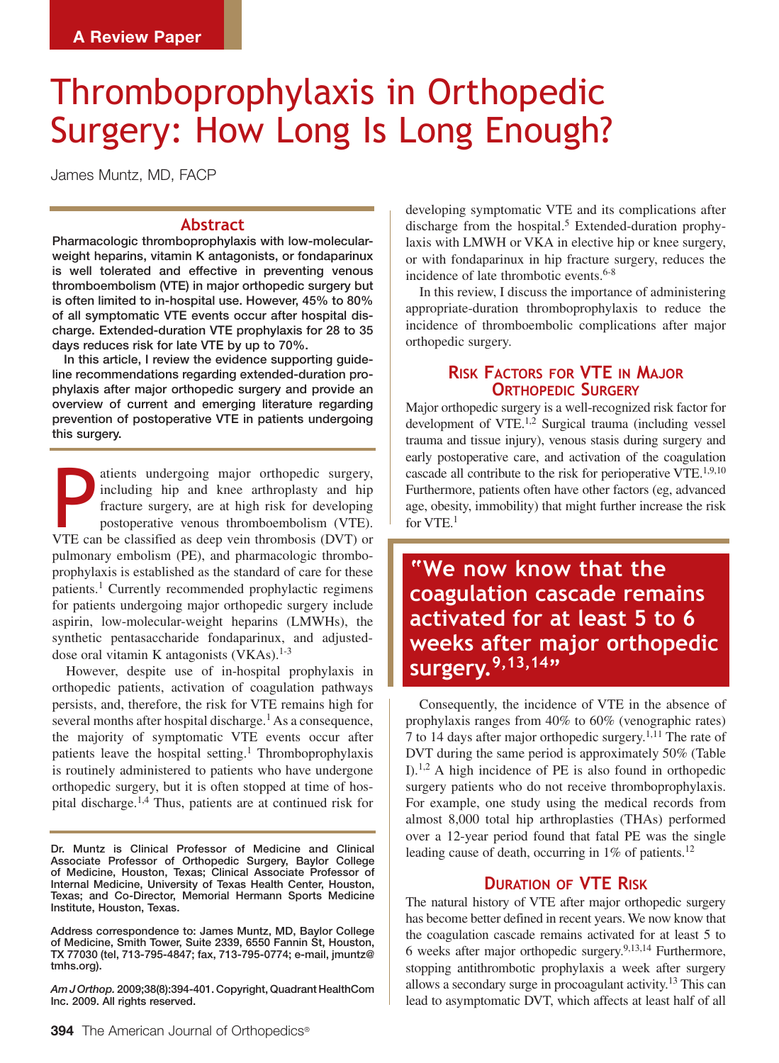A Review Paper

# Thromboprophylaxis in Orthopedic Surgery: How Long Is Long Enough?

James Muntz, MD, FACP

## Abstract

**Pharmacologic thromboprophylaxis with low-molecular-weight heparins, vitamin K antagonists, or fondaparinux is well tolerated and effective in preventing venous thromboembolism (VTE) in major orthopedic surgery but is often limited to in-hospital use. However, 45% to 80% of all symptomatic VTE events occur after hospital discharge. Extended-duration VTE prophylaxis for 28 to 35 days reduces risk for late VTE by up to 70%.**

**In this article, I review the evidence supporting guideline recommendations regarding extended-duration prophylaxis after major orthopedic surgery and provide an overview of current and emerging literature regarding prevention of postoperative VTE in patients undergoing this surgery.**

Patients undergoing major orthopedic surgery, including hip and knee arthroplasty and hip fracture surgery, are at high risk for developing postoperative venous thromboembolism (VTE). VTE can be classified as deep vein thrombosis (DVT) or pulmonary embolism (PE), and pharmacologic thromboprophylaxis is established as the standard of care for these patients.[1] Currently recommended prophylactic regimens for patients undergoing major orthopedic surgery include aspirin, low-molecular-weight heparins (LMWHs), the synthetic pentasaccharide fondaparinux, and adjusted-dose oral vitamin K antagonists (VKAs).[1-3]

However, despite use of in-hospital prophylaxis in orthopedic patients, activation of coagulation pathways persists, and, therefore, the risk for VTE remains high for several months after hospital discharge.[1] As a consequence, the majority of symptomatic VTE events occur after patients leave the hospital setting.[1] Thromboprophylaxis is routinely administered to patients who have undergone orthopedic surgery, but it is often stopped at time of hospital discharge.[1,4] Thus, patients are at continued risk for developing symptomatic VTE and its complications after discharge from the hospital.[5] Extended-duration prophylaxis with LMWH or VKA in elective hip or knee surgery, or with fondaparinux in hip fracture surgery, reduces the incidence of late thrombotic events.[6-8]

In this review, I discuss the importance of administering appropriate-duration thromboprophylaxis to reduce the incidence of thromboembolic complications after major orthopedic surgery.

## Risk Factors for VTE in Major Orthopedic Surgery

Major orthopedic surgery is a well-recognized risk factor for development of VTE.[1,2] Surgical trauma (including vessel trauma and tissue injury), venous stasis during surgery and early postoperative care, and activation of the coagulation cascade all contribute to the risk for perioperative VTE.[1,9,10] Furthermore, patients often have other factors (eg, advanced age, obesity, immobility) that might further increase the risk for VTE.[1]

> "We now know that the coagulation cascade remains activated for at least 5 to 6 weeks after major orthopedic surgery.[9,13,14]"

Consequently, the incidence of VTE in the absence of prophylaxis ranges from 40% to 60% (venographic rates) 7 to 14 days after major orthopedic surgery.[1,11] The rate of DVT during the same period is approximately 50% (Table I).[1,2] A high incidence of PE is also found in orthopedic surgery patients who do not receive thromboprophylaxis. For example, one study using the medical records from almost 8,000 total hip arthroplasties (THAs) performed over a 12-year period found that fatal PE was the single leading cause of death, occurring in 1% of patients.[12]

## Duration of VTE Risk

The natural history of VTE after major orthopedic surgery has become better defined in recent years. We now know that the coagulation cascade remains activated for at least 5 to 6 weeks after major orthopedic surgery.[9,13,14] Furthermore, stopping antithrombotic prophylaxis a week after surgery allows a secondary surge in procoagulant activity.[13] This can lead to asymptomatic DVT, which affects at least half of all

---

Dr. Muntz is Clinical Professor of Medicine and Clinical Associate Professor of Orthopedic Surgery, Baylor College of Medicine, Houston, Texas; Clinical Associate Professor of Internal Medicine, University of Texas Health Center, Houston, Texas; and Co-Director, Memorial Hermann Sports Medicine Institute, Houston, Texas.

Address correspondence to: James Muntz, MD, Baylor College of Medicine, Smith Tower, Suite 2339, 6550 Fannin St, Houston, TX 77030 (tel, 713-795-4847; fax, 713-795-0774; e-mail, jmuntz@tmhs.org).

*Am J Orthop.* 2009;38(8):394-401. Copyright, Quadrant HealthCom Inc. 2009. All rights reserved.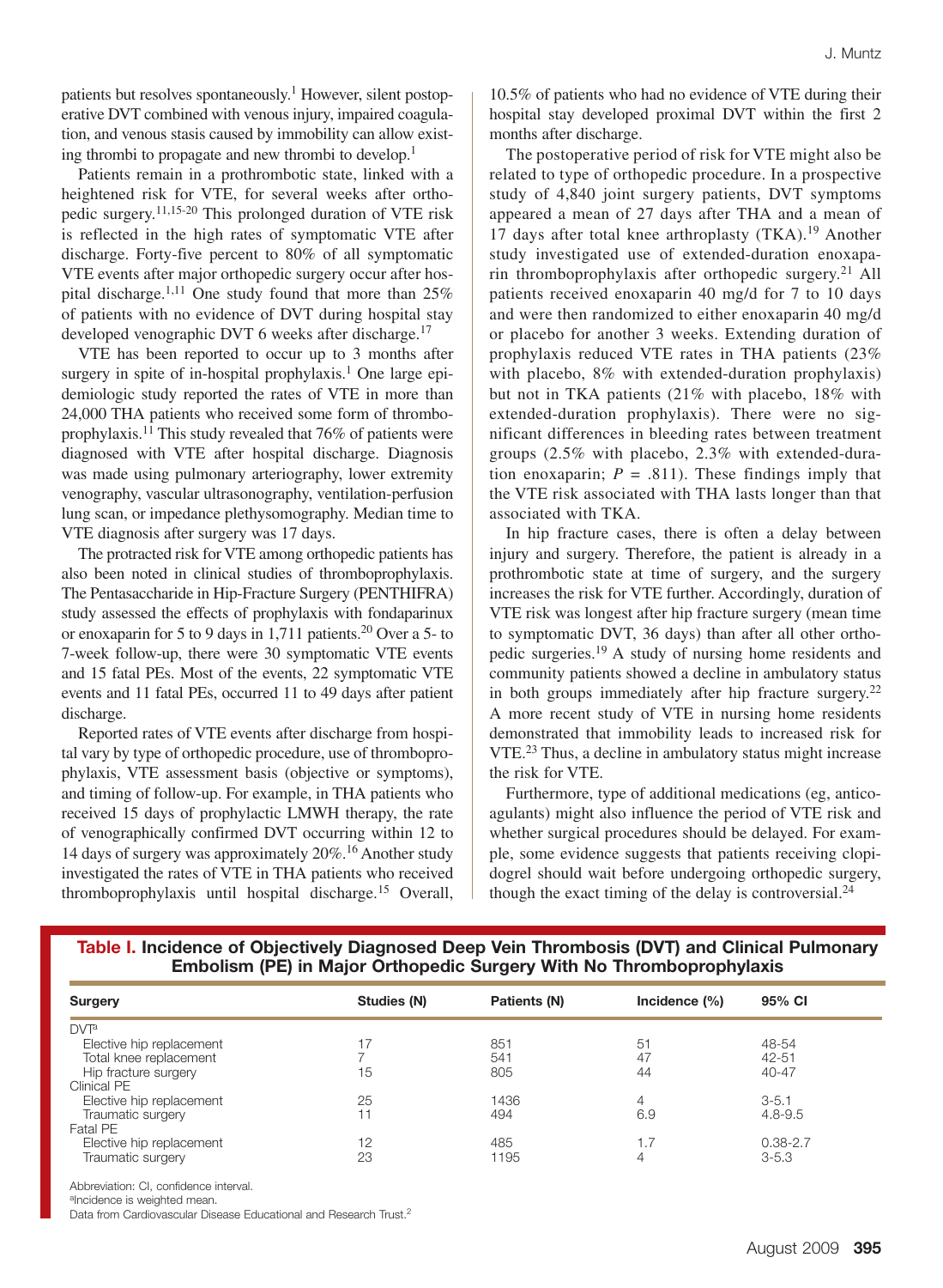patients but resolves spontaneously.[1] However, silent postoperative DVT combined with venous injury, impaired coagulation, and venous stasis caused by immobility can allow existing thrombi to propagate and new thrombi to develop.[1]

Patients remain in a prothrombotic state, linked with a heightened risk for VTE, for several weeks after orthopedic surgery.[11,15-20] This prolonged duration of VTE risk is reflected in the high rates of symptomatic VTE after discharge. Forty-five percent to 80% of all symptomatic VTE events after major orthopedic surgery occur after hospital discharge.[1,11] One study found that more than 25% of patients with no evidence of DVT during hospital stay developed venographic DVT 6 weeks after discharge.[17]

VTE has been reported to occur up to 3 months after surgery in spite of in-hospital prophylaxis.[1] One large epidemiologic study reported the rates of VTE in more than 24,000 THA patients who received some form of thromboprophylaxis.[11] This study revealed that 76% of patients were diagnosed with VTE after hospital discharge. Diagnosis was made using pulmonary arteriography, lower extremity venography, vascular ultrasonography, ventilation-perfusion lung scan, or impedance plethysomography. Median time to VTE diagnosis after surgery was 17 days.

The protracted risk for VTE among orthopedic patients has also been noted in clinical studies of thromboprophylaxis. The Pentasaccharide in Hip-Fracture Surgery (PENTHIFRA) study assessed the effects of prophylaxis with fondaparinux or enoxaparin for 5 to 9 days in 1,711 patients.[20] Over a 5- to 7-week follow-up, there were 30 symptomatic VTE events and 15 fatal PEs. Most of the events, 22 symptomatic VTE events and 11 fatal PEs, occurred 11 to 49 days after patient discharge.

Reported rates of VTE events after discharge from hospital vary by type of orthopedic procedure, use of thromboprophylaxis, VTE assessment basis (objective or symptoms), and timing of follow-up. For example, in THA patients who received 15 days of prophylactic LMWH therapy, the rate of venographically confirmed DVT occurring within 12 to 14 days of surgery was approximately 20%.[16] Another study investigated the rates of VTE in THA patients who received thromboprophylaxis until hospital discharge.[15] Overall, 10.5% of patients who had no evidence of VTE during their hospital stay developed proximal DVT within the first 2 months after discharge.

The postoperative period of risk for VTE might also be related to type of orthopedic procedure. In a prospective study of 4,840 joint surgery patients, DVT symptoms appeared a mean of 27 days after THA and a mean of 17 days after total knee arthroplasty (TKA).[19] Another study investigated use of extended-duration enoxaparin thromboprophylaxis after orthopedic surgery.[21] All patients received enoxaparin 40 mg/d for 7 to 10 days and were then randomized to either enoxaparin 40 mg/d or placebo for another 3 weeks. Extending duration of prophylaxis reduced VTE rates in THA patients (23% with placebo, 8% with extended-duration prophylaxis) but not in TKA patients (21% with placebo, 18% with extended-duration prophylaxis). There were no significant differences in bleeding rates between treatment groups (2.5% with placebo, 2.3% with extended-duration enoxaparin; $P = .811$). These findings imply that the VTE risk associated with THA lasts longer than that associated with TKA.

In hip fracture cases, there is often a delay between injury and surgery. Therefore, the patient is already in a prothrombotic state at time of surgery, and the surgery increases the risk for VTE further. Accordingly, duration of VTE risk was longest after hip fracture surgery (mean time to symptomatic DVT, 36 days) than after all other orthopedic surgeries.[19] A study of nursing home residents and community patients showed a decline in ambulatory status in both groups immediately after hip fracture surgery.[22] A more recent study of VTE in nursing home residents demonstrated that immobility leads to increased risk for VTE.[23] Thus, a decline in ambulatory status might increase the risk for VTE.

Furthermore, type of additional medications (eg, anticoagulants) might also influence the period of VTE risk and whether surgical procedures should be delayed. For example, some evidence suggests that patients receiving clopidogrel should wait before undergoing orthopedic surgery, though the exact timing of the delay is controversial.[24]

**Table I. Incidence of Objectively Diagnosed Deep Vein Thrombosis (DVT) and Clinical Pulmonary Embolism (PE) in Major Orthopedic Surgery With No Thromboprophylaxis**

| Surgery | Studies (N) | Patients (N) | Incidence (%) | 95% CI |
|---|---|---|---|---|
| DVT[a] | | | | |
| Elective hip replacement | 17 | 851 | 51 | 48-54 |
| Total knee replacement | 7 | 541 | 47 | 42-51 |
| Hip fracture surgery | 15 | 805 | 44 | 40-47 |
| Clinical PE | | | | |
| Elective hip replacement | 25 | 1436 | 4 | 3-5.1 |
| Traumatic surgery | 11 | 494 | 6.9 | 4.8-9.5 |
| Fatal PE | | | | |
| Elective hip replacement | 12 | 485 | 1.7 | 0.38-2.7 |
| Traumatic surgery | 23 | 1195 | 4 | 3-5.3 |

Abbreviation: CI, confidence interval.
[a]Incidence is weighted mean.
Data from Cardiovascular Disease Educational and Research Trust.[2]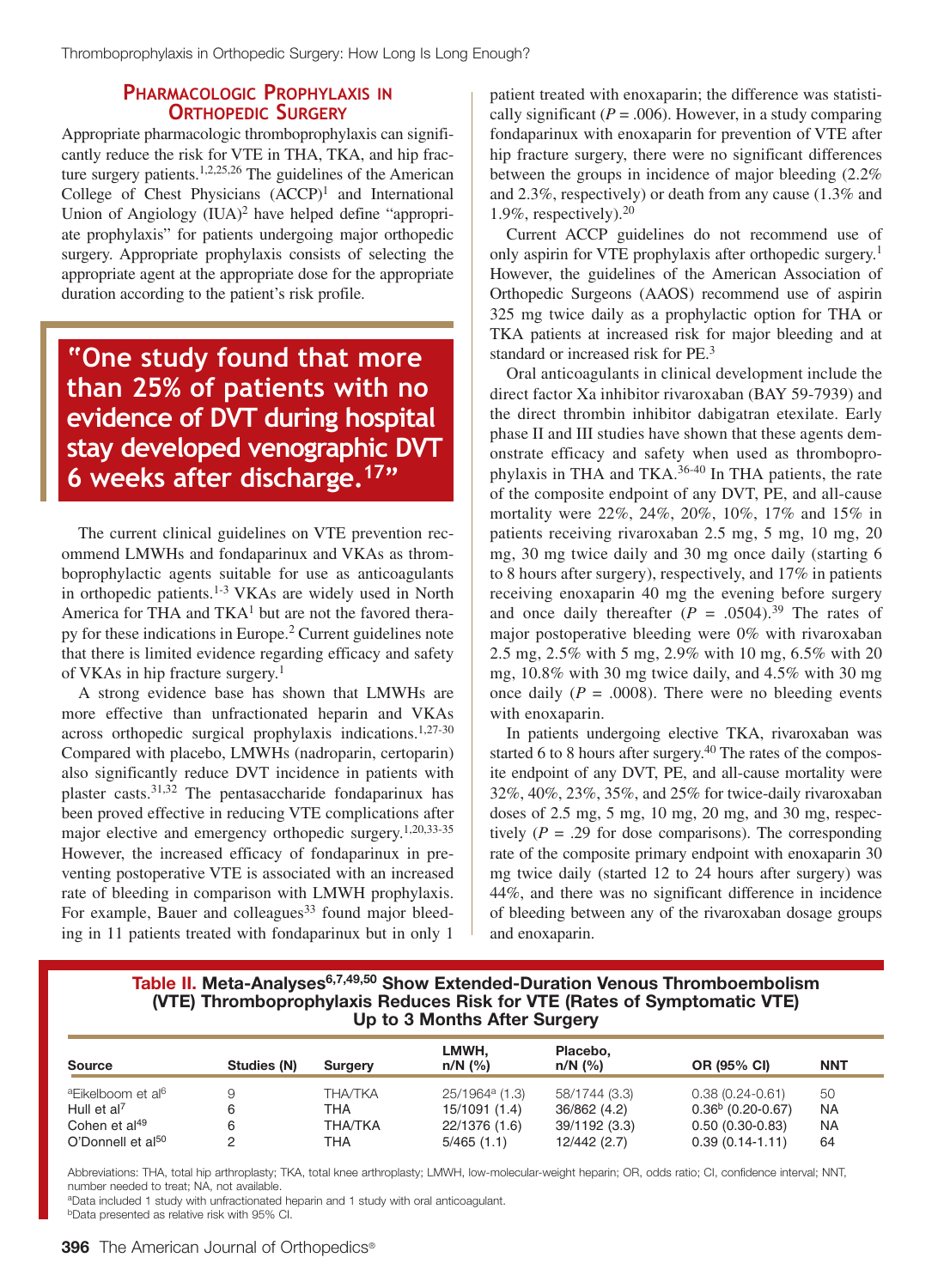## Pharmacologic Prophylaxis in Orthopedic Surgery

Appropriate pharmacologic thromboprophylaxis can significantly reduce the risk for VTE in THA, TKA, and hip fracture surgery patients.[1,2,25,26] The guidelines of the American College of Chest Physicians (ACCP)[1] and International Union of Angiology (IUA)[2] have helped define "appropriate prophylaxis" for patients undergoing major orthopedic surgery. Appropriate prophylaxis consists of selecting the appropriate agent at the appropriate dose for the appropriate duration according to the patient's risk profile.

> **"One study found that more than 25% of patients with no evidence of DVT during hospital stay developed venographic DVT 6 weeks after discharge.[17]"**

The current clinical guidelines on VTE prevention recommend LMWHs and fondaparinux and VKAs as thromboprophylactic agents suitable for use as anticoagulants in orthopedic patients.[1-3] VKAs are widely used in North America for THA and TKA[1] but are not the favored therapy for these indications in Europe.[2] Current guidelines note that there is limited evidence regarding efficacy and safety of VKAs in hip fracture surgery.[1]

A strong evidence base has shown that LMWHs are more effective than unfractionated heparin and VKAs across orthopedic surgical prophylaxis indications.[1,27-30] Compared with placebo, LMWHs (nadroparin, certoparin) also significantly reduce DVT incidence in patients with plaster casts.[31,32] The pentasaccharide fondaparinux has been proved effective in reducing VTE complications after major elective and emergency orthopedic surgery.[1,20,33-35] However, the increased efficacy of fondaparinux in preventing postoperative VTE is associated with an increased rate of bleeding in comparison with LMWH prophylaxis. For example, Bauer and colleagues[33] found major bleeding in 11 patients treated with fondaparinux but in only 1 patient treated with enoxaparin; the difference was statistically significant ($P = .006$). However, in a study comparing fondaparinux with enoxaparin for prevention of VTE after hip fracture surgery, there were no significant differences between the groups in incidence of major bleeding (2.2% and 2.3%, respectively) or death from any cause (1.3% and 1.9%, respectively).[20]

Current ACCP guidelines do not recommend use of only aspirin for VTE prophylaxis after orthopedic surgery.[1] However, the guidelines of the American Association of Orthopedic Surgeons (AAOS) recommend use of aspirin 325 mg twice daily as a prophylactic option for THA or TKA patients at increased risk for major bleeding and at standard or increased risk for PE.[3]

Oral anticoagulants in clinical development include the direct factor Xa inhibitor rivaroxaban (BAY 59-7939) and the direct thrombin inhibitor dabigatran etexilate. Early phase II and III studies have shown that these agents demonstrate efficacy and safety when used as thromboprophylaxis in THA and TKA.[36-40] In THA patients, the rate of the composite endpoint of any DVT, PE, and all-cause mortality were 22%, 24%, 20%, 10%, 17% and 15% in patients receiving rivaroxaban 2.5 mg, 5 mg, 10 mg, 20 mg, 30 mg twice daily and 30 mg once daily (starting 6 to 8 hours after surgery), respectively, and 17% in patients receiving enoxaparin 40 mg the evening before surgery and once daily thereafter ($P = .0504$).[39] The rates of major postoperative bleeding were 0% with rivaroxaban 2.5 mg, 2.5% with 5 mg, 2.9% with 10 mg, 6.5% with 20 mg, 10.8% with 30 mg twice daily, and 4.5% with 30 mg once daily ($P = .0008$). There were no bleeding events with enoxaparin.

In patients undergoing elective TKA, rivaroxaban was started 6 to 8 hours after surgery.[40] The rates of the composite endpoint of any DVT, PE, and all-cause mortality were 32%, 40%, 23%, 35%, and 25% for twice-daily rivaroxaban doses of 2.5 mg, 5 mg, 10 mg, 20 mg, and 30 mg, respectively ($P = .29$ for dose comparisons). The corresponding rate of the composite primary endpoint with enoxaparin 30 mg twice daily (started 12 to 24 hours after surgery) was 44%, and there was no significant difference in incidence of bleeding between any of the rivaroxaban dosage groups and enoxaparin.

**Table II. Meta-Analyses[6,7,49,50] Show Extended-Duration Venous Thromboembolism (VTE) Thromboprophylaxis Reduces Risk for VTE (Rates of Symptomatic VTE) Up to 3 Months After Surgery**

| Source | Studies (N) | Surgery | LMWH, n/N (%) | Placebo, n/N (%) | OR (95% CI) | NNT |
|---|---|---|---|---|---|---|
| [a]Eikelboom et al[6] | 9 | THA/TKA | 25/1964[a] (1.3) | 58/1744 (3.3) | 0.38 (0.24-0.61) | 50 |
| Hull et al[7] | 6 | THA | 15/1091 (1.4) | 36/862 (4.2) | 0.36[b] (0.20-0.67) | NA |
| Cohen et al[49] | 6 | THA/TKA | 22/1376 (1.6) | 39/1192 (3.3) | 0.50 (0.30-0.83) | NA |
| O'Donnell et al[50] | 2 | THA | 5/465 (1.1) | 12/442 (2.7) | 0.39 (0.14-1.11) | 64 |

Abbreviations: THA, total hip arthroplasty; TKA, total knee arthroplasty; LMWH, low-molecular-weight heparin; OR, odds ratio; CI, confidence interval; NNT, number needed to treat; NA, not available.
[a]Data included 1 study with unfractionated heparin and 1 study with oral anticoagulant.
[b]Data presented as relative risk with 95% CI.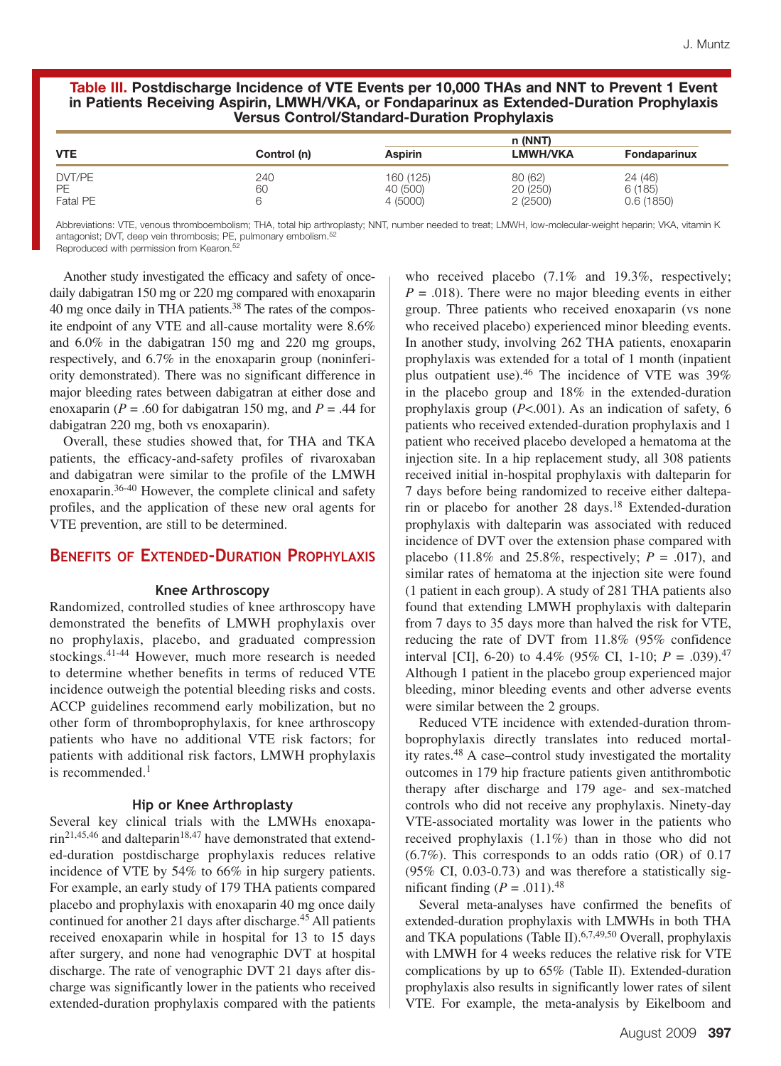**Table III. Postdischarge Incidence of VTE Events per 10,000 THAs and NNT to Prevent 1 Event in Patients Receiving Aspirin, LMWH/VKA, or Fondaparinux as Extended-Duration Prophylaxis Versus Control/Standard-Duration Prophylaxis**

| VTE | Control (n) | n (NNT) Aspirin | LMWH/VKA | Fondaparinux |
|---|---|---|---|---|
| DVT/PE | 240 | 160 (125) | 80 (62) | 24 (46) |
| PE | 60 | 40 (500) | 20 (250) | 6 (185) |
| Fatal PE | 6 | 4 (5000) | 2 (2500) | 0.6 (1850) |

Abbreviations: VTE, venous thromboembolism; THA, total hip arthroplasty; NNT, number needed to treat; LMWH, low-molecular-weight heparin; VKA, vitamin K antagonist; DVT, deep vein thrombosis; PE, pulmonary embolism.[52]
Reproduced with permission from Kearon.[52]

Another study investigated the efficacy and safety of once-daily dabigatran 150 mg or 220 mg compared with enoxaparin 40 mg once daily in THA patients.[38] The rates of the composite endpoint of any VTE and all-cause mortality were 8.6% and 6.0% in the dabigatran 150 mg and 220 mg groups, respectively, and 6.7% in the enoxaparin group (noninferiority demonstrated). There was no significant difference in major bleeding rates between dabigatran at either dose and enoxaparin ($P = .60$ for dabigatran 150 mg, and $P = .44$ for dabigatran 220 mg, both vs enoxaparin).

Overall, these studies showed that, for THA and TKA patients, the efficacy-and-safety profiles of rivaroxaban and dabigatran were similar to the profile of the LMWH enoxaparin.[36-40] However, the complete clinical and safety profiles, and the application of these new oral agents for VTE prevention, are still to be determined.

## Benefits of Extended-Duration Prophylaxis

### Knee Arthroscopy

Randomized, controlled studies of knee arthroscopy have demonstrated the benefits of LMWH prophylaxis over no prophylaxis, placebo, and graduated compression stockings.[41-44] However, much more research is needed to determine whether benefits in terms of reduced VTE incidence outweigh the potential bleeding risks and costs. ACCP guidelines recommend early mobilization, but no other form of thromboprophylaxis, for knee arthroscopy patients who have no additional VTE risk factors; for patients with additional risk factors, LMWH prophylaxis is recommended.[1]

### Hip or Knee Arthroplasty

Several key clinical trials with the LMWHs enoxaparin[21,45,46] and dalteparin[18,47] have demonstrated that extended-duration postdischarge prophylaxis reduces relative incidence of VTE by 54% to 66% in hip surgery patients. For example, an early study of 179 THA patients compared placebo and prophylaxis with enoxaparin 40 mg once daily continued for another 21 days after discharge.[45] All patients received enoxaparin while in hospital for 13 to 15 days after surgery, and none had venographic DVT at hospital discharge. The rate of venographic DVT 21 days after discharge was significantly lower in the patients who received extended-duration prophylaxis compared with the patients who received placebo (7.1% and 19.3%, respectively; $P = .018$). There were no major bleeding events in either group. Three patients who received enoxaparin (vs none who received placebo) experienced minor bleeding events. In another study, involving 262 THA patients, enoxaparin prophylaxis was extended for a total of 1 month (inpatient plus outpatient use).[46] The incidence of VTE was 39% in the placebo group and 18% in the extended-duration prophylaxis group ($P<.001$). As an indication of safety, 6 patients who received extended-duration prophylaxis and 1 patient who received placebo developed a hematoma at the injection site. In a hip replacement study, all 308 patients received initial in-hospital prophylaxis with dalteparin for 7 days before being randomized to receive either dalteparin or placebo for another 28 days.[18] Extended-duration prophylaxis with dalteparin was associated with reduced incidence of DVT over the extension phase compared with placebo (11.8% and 25.8%, respectively; $P = .017$), and similar rates of hematoma at the injection site were found (1 patient in each group). A study of 281 THA patients also found that extending LMWH prophylaxis with dalteparin from 7 days to 35 days more than halved the risk for VTE, reducing the rate of DVT from 11.8% (95% confidence interval [CI], 6-20) to 4.4% (95% CI, 1-10; $P = .039$).[47] Although 1 patient in the placebo group experienced major bleeding, minor bleeding events and other adverse events were similar between the 2 groups.

Reduced VTE incidence with extended-duration thromboprophylaxis directly translates into reduced mortality rates.[48] A case–control study investigated the mortality outcomes in 179 hip fracture patients given antithrombotic therapy after discharge and 179 age- and sex-matched controls who did not receive any prophylaxis. Ninety-day VTE-associated mortality was lower in the patients who received prophylaxis (1.1%) than in those who did not (6.7%). This corresponds to an odds ratio (OR) of 0.17 (95% CI, 0.03-0.73) and was therefore a statistically significant finding ($P = .011$).[48]

Several meta-analyses have confirmed the benefits of extended-duration prophylaxis with LMWHs in both THA and TKA populations (Table II).[6,7,49,50] Overall, prophylaxis with LMWH for 4 weeks reduces the relative risk for VTE complications by up to 65% (Table II). Extended-duration prophylaxis also results in significantly lower rates of silent VTE. For example, the meta-analysis by Eikelboom and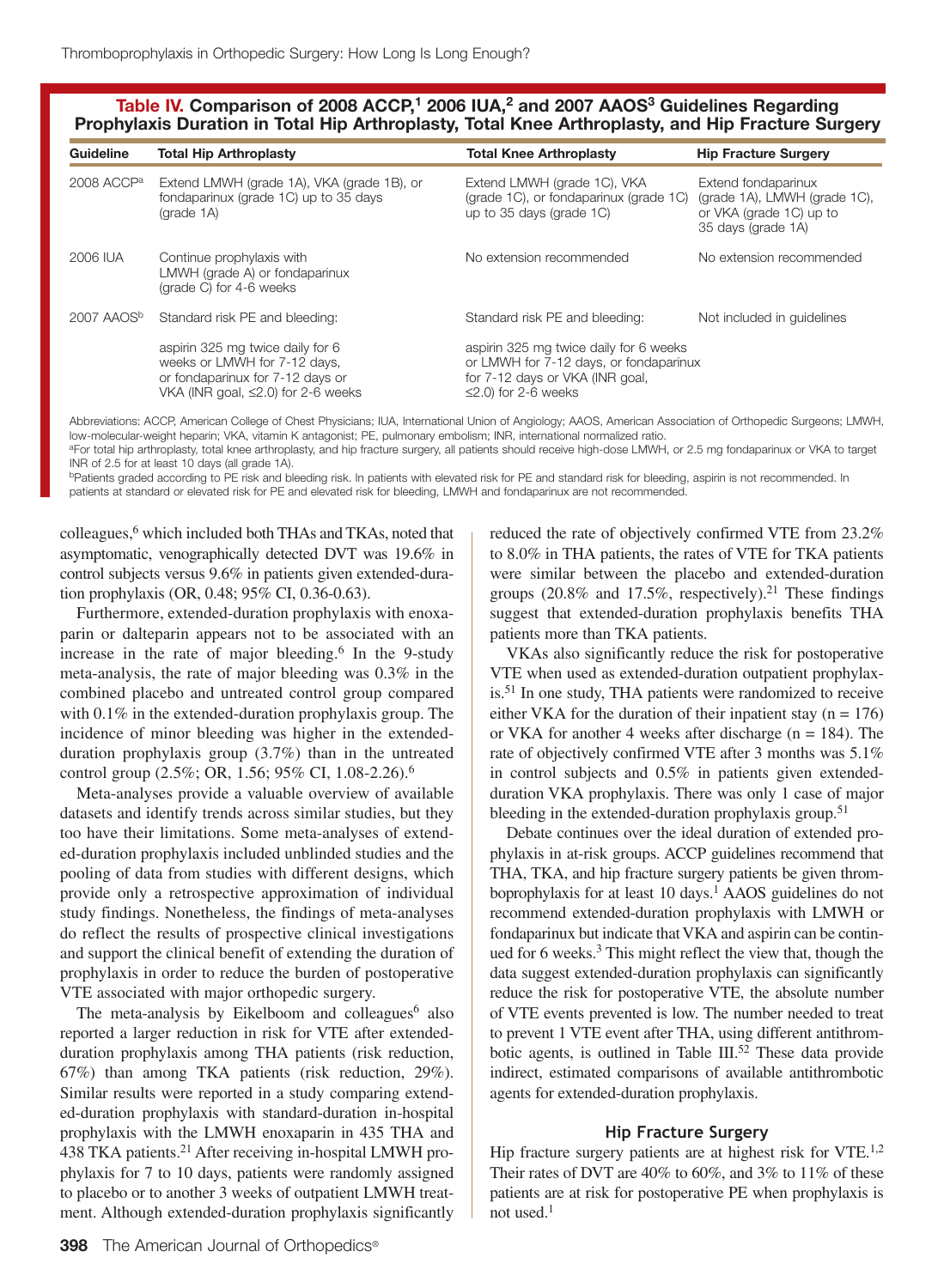**Table IV. Comparison of 2008 ACCP,[1] 2006 IUA,[2] and 2007 AAOS[3] Guidelines Regarding Prophylaxis Duration in Total Hip Arthroplasty, Total Knee Arthroplasty, and Hip Fracture Surgery**

| Guideline | Total Hip Arthroplasty | Total Knee Arthroplasty | Hip Fracture Surgery |
|---|---|---|---|
| 2008 ACCP[a] | Extend LMWH (grade 1A), VKA (grade 1B), or fondaparinux (grade 1C) up to 35 days (grade 1A) | Extend LMWH (grade 1C), VKA (grade 1C), or fondaparinux (grade 1C) up to 35 days (grade 1C) | Extend fondaparinux (grade 1A), LMWH (grade 1C), or VKA (grade 1C) up to 35 days (grade 1A) |
| 2006 IUA | Continue prophylaxis with LMWH (grade A) or fondaparinux (grade C) for 4-6 weeks | No extension recommended | No extension recommended |
| 2007 AAOS[b] | Standard risk PE and bleeding: aspirin 325 mg twice daily for 6 weeks or LMWH for 7-12 days, or fondaparinux for 7-12 days or VKA (INR goal, ≤2.0) for 2-6 weeks | Standard risk PE and bleeding: aspirin 325 mg twice daily for 6 weeks or LMWH for 7-12 days, or fondaparinux for 7-12 days or VKA (INR goal, ≤2.0) for 2-6 weeks | Not included in guidelines |

Abbreviations: ACCP, American College of Chest Physicians; IUA, International Union of Angiology; AAOS, American Association of Orthopedic Surgeons; LMWH, low-molecular-weight heparin; VKA, vitamin K antagonist; PE, pulmonary embolism; INR, international normalized ratio.

[a]For total hip arthroplasty, total knee arthroplasty, and hip fracture surgery, all patients should receive high-dose LMWH, or 2.5 mg fondaparinux or VKA to target INR of 2.5 for at least 10 days (all grade 1A).

[b]Patients graded according to PE risk and bleeding risk. In patients with elevated risk for PE and standard risk for bleeding, aspirin is not recommended. In patients at standard or elevated risk for PE and elevated risk for bleeding, LMWH and fondaparinux are not recommended.

colleagues,[6] which included both THAs and TKAs, noted that asymptomatic, venographically detected DVT was 19.6% in control subjects versus 9.6% in patients given extended-duration prophylaxis (OR, 0.48; 95% CI, 0.36-0.63).

Furthermore, extended-duration prophylaxis with enoxaparin or dalteparin appears not to be associated with an increase in the rate of major bleeding.[6] In the 9-study meta-analysis, the rate of major bleeding was 0.3% in the combined placebo and untreated control group compared with 0.1% in the extended-duration prophylaxis group. The incidence of minor bleeding was higher in the extended-duration prophylaxis group (3.7%) than in the untreated control group (2.5%; OR, 1.56; 95% CI, 1.08-2.26).[6]

Meta-analyses provide a valuable overview of available datasets and identify trends across similar studies, but they too have their limitations. Some meta-analyses of extended-duration prophylaxis included unblinded studies and the pooling of data from studies with different designs, which provide only a retrospective approximation of individual study findings. Nonetheless, the findings of meta-analyses do reflect the results of prospective clinical investigations and support the clinical benefit of extending the duration of prophylaxis in order to reduce the burden of postoperative VTE associated with major orthopedic surgery.

The meta-analysis by Eikelboom and colleagues[6] also reported a larger reduction in risk for VTE after extended-duration prophylaxis among THA patients (risk reduction, 67%) than among TKA patients (risk reduction, 29%). Similar results were reported in a study comparing extended-duration prophylaxis with standard-duration in-hospital prophylaxis with the LMWH enoxaparin in 435 THA and 438 TKA patients.[21] After receiving in-hospital LMWH prophylaxis for 7 to 10 days, patients were randomly assigned to placebo or to another 3 weeks of outpatient LMWH treatment. Although extended-duration prophylaxis significantly reduced the rate of objectively confirmed VTE from 23.2% to 8.0% in THA patients, the rates of VTE for TKA patients were similar between the placebo and extended-duration groups (20.8% and 17.5%, respectively).[21] These findings suggest that extended-duration prophylaxis benefits THA patients more than TKA patients.

VKAs also significantly reduce the risk for postoperative VTE when used as extended-duration outpatient prophylaxis.[51] In one study, THA patients were randomized to receive either VKA for the duration of their inpatient stay (n = 176) or VKA for another 4 weeks after discharge (n = 184). The rate of objectively confirmed VTE after 3 months was 5.1% in control subjects and 0.5% in patients given extended-duration VKA prophylaxis. There was only 1 case of major bleeding in the extended-duration prophylaxis group.[51]

Debate continues over the ideal duration of extended prophylaxis in at-risk groups. ACCP guidelines recommend that THA, TKA, and hip fracture surgery patients be given thromboprophylaxis for at least 10 days.[1] AAOS guidelines do not recommend extended-duration prophylaxis with LMWH or fondaparinux but indicate that VKA and aspirin can be continued for 6 weeks.[3] This might reflect the view that, though the data suggest extended-duration prophylaxis can significantly reduce the risk for postoperative VTE, the absolute number of VTE events prevented is low. The number needed to treat to prevent 1 VTE event after THA, using different antithrombotic agents, is outlined in Table III.[52] These data provide indirect, estimated comparisons of available antithrombotic agents for extended-duration prophylaxis.

### Hip Fracture Surgery

Hip fracture surgery patients are at highest risk for VTE.[1,2] Their rates of DVT are 40% to 60%, and 3% to 11% of these patients are at risk for postoperative PE when prophylaxis is not used.[1]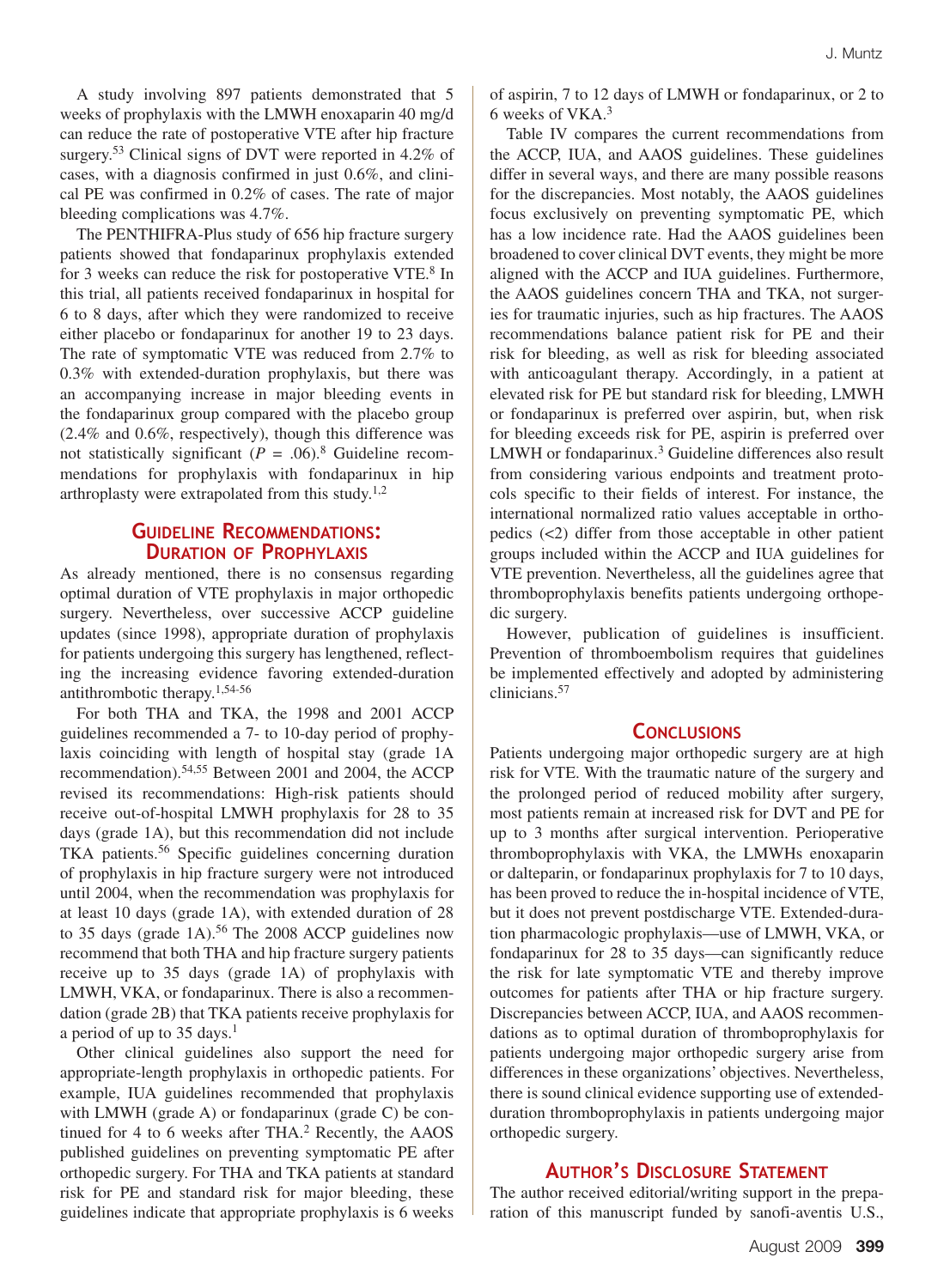A study involving 897 patients demonstrated that 5 weeks of prophylaxis with the LMWH enoxaparin 40 mg/d can reduce the rate of postoperative VTE after hip fracture surgery.[53] Clinical signs of DVT were reported in 4.2% of cases, with a diagnosis confirmed in just 0.6%, and clinical PE was confirmed in 0.2% of cases. The rate of major bleeding complications was 4.7%.

The PENTHIFRA-Plus study of 656 hip fracture surgery patients showed that fondaparinux prophylaxis extended for 3 weeks can reduce the risk for postoperative VTE.[8] In this trial, all patients received fondaparinux in hospital for 6 to 8 days, after which they were randomized to receive either placebo or fondaparinux for another 19 to 23 days. The rate of symptomatic VTE was reduced from 2.7% to 0.3% with extended-duration prophylaxis, but there was an accompanying increase in major bleeding events in the fondaparinux group compared with the placebo group (2.4% and 0.6%, respectively), though this difference was not statistically significant ($P = .06$).[8] Guideline recommendations for prophylaxis with fondaparinux in hip arthroplasty were extrapolated from this study.[1,2]

## Guideline Recommendations: Duration of Prophylaxis

As already mentioned, there is no consensus regarding optimal duration of VTE prophylaxis in major orthopedic surgery. Nevertheless, over successive ACCP guideline updates (since 1998), appropriate duration of prophylaxis for patients undergoing this surgery has lengthened, reflecting the increasing evidence favoring extended-duration antithrombotic therapy.[1,54-56]

For both THA and TKA, the 1998 and 2001 ACCP guidelines recommended a 7- to 10-day period of prophylaxis coinciding with length of hospital stay (grade 1A recommendation).[54,55] Between 2001 and 2004, the ACCP revised its recommendations: High-risk patients should receive out-of-hospital LMWH prophylaxis for 28 to 35 days (grade 1A), but this recommendation did not include TKA patients.[56] Specific guidelines concerning duration of prophylaxis in hip fracture surgery were not introduced until 2004, when the recommendation was prophylaxis for at least 10 days (grade 1A), with extended duration of 28 to 35 days (grade 1A).[56] The 2008 ACCP guidelines now recommend that both THA and hip fracture surgery patients receive up to 35 days (grade 1A) of prophylaxis with LMWH, VKA, or fondaparinux. There is also a recommendation (grade 2B) that TKA patients receive prophylaxis for a period of up to 35 days.[1]

Other clinical guidelines also support the need for appropriate-length prophylaxis in orthopedic patients. For example, IUA guidelines recommended that prophylaxis with LMWH (grade A) or fondaparinux (grade C) be continued for 4 to 6 weeks after THA.[2] Recently, the AAOS published guidelines on preventing symptomatic PE after orthopedic surgery. For THA and TKA patients at standard risk for PE and standard risk for major bleeding, these guidelines indicate that appropriate prophylaxis is 6 weeks of aspirin, 7 to 12 days of LMWH or fondaparinux, or 2 to 6 weeks of VKA.[3]

Table IV compares the current recommendations from the ACCP, IUA, and AAOS guidelines. These guidelines differ in several ways, and there are many possible reasons for the discrepancies. Most notably, the AAOS guidelines focus exclusively on preventing symptomatic PE, which has a low incidence rate. Had the AAOS guidelines been broadened to cover clinical DVT events, they might be more aligned with the ACCP and IUA guidelines. Furthermore, the AAOS guidelines concern THA and TKA, not surgeries for traumatic injuries, such as hip fractures. The AAOS recommendations balance patient risk for PE and their risk for bleeding, as well as risk for bleeding associated with anticoagulant therapy. Accordingly, in a patient at elevated risk for PE but standard risk for bleeding, LMWH or fondaparinux is preferred over aspirin, but, when risk for bleeding exceeds risk for PE, aspirin is preferred over LMWH or fondaparinux.[3] Guideline differences also result from considering various endpoints and treatment protocols specific to their fields of interest. For instance, the international normalized ratio values acceptable in orthopedics (<2) differ from those acceptable in other patient groups included within the ACCP and IUA guidelines for VTE prevention. Nevertheless, all the guidelines agree that thromboprophylaxis benefits patients undergoing orthopedic surgery.

However, publication of guidelines is insufficient. Prevention of thromboembolism requires that guidelines be implemented effectively and adopted by administering clinicians.[57]

## Conclusions

Patients undergoing major orthopedic surgery are at high risk for VTE. With the traumatic nature of the surgery and the prolonged period of reduced mobility after surgery, most patients remain at increased risk for DVT and PE for up to 3 months after surgical intervention. Perioperative thromboprophylaxis with VKA, the LMWHs enoxaparin or dalteparin, or fondaparinux prophylaxis for 7 to 10 days, has been proved to reduce the in-hospital incidence of VTE, but it does not prevent postdischarge VTE. Extended-duration pharmacologic prophylaxis—use of LMWH, VKA, or fondaparinux for 28 to 35 days—can significantly reduce the risk for late symptomatic VTE and thereby improve outcomes for patients after THA or hip fracture surgery. Discrepancies between ACCP, IUA, and AAOS recommendations as to optimal duration of thromboprophylaxis for patients undergoing major orthopedic surgery arise from differences in these organizations' objectives. Nevertheless, there is sound clinical evidence supporting use of extended-duration thromboprophylaxis in patients undergoing major orthopedic surgery.

## Author's Disclosure Statement

The author received editorial/writing support in the preparation of this manuscript funded by sanofi-aventis U.S.,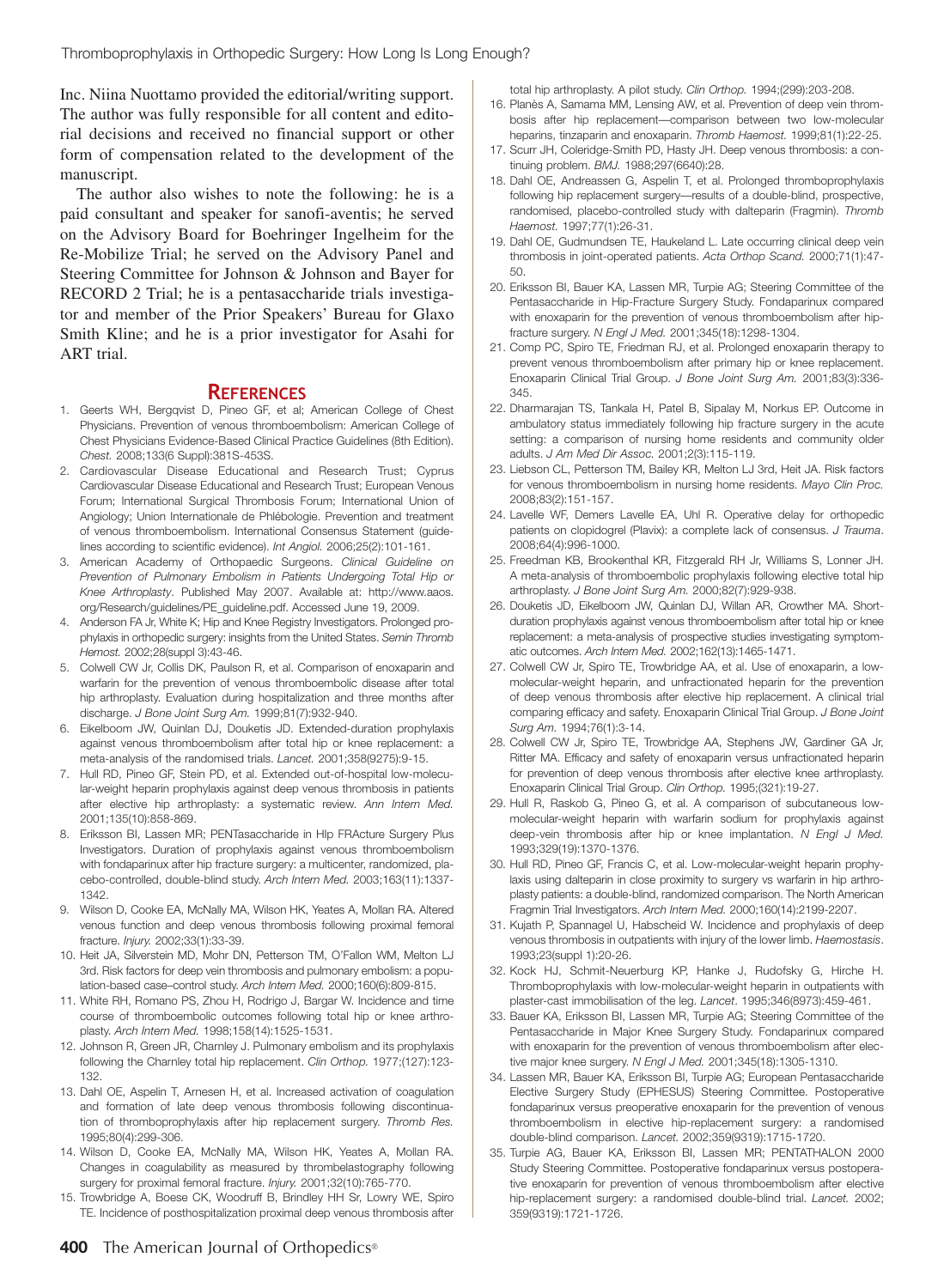Inc. Niina Nuottamo provided the editorial/writing support. The author was fully responsible for all content and editorial decisions and received no financial support or other form of compensation related to the development of the manuscript.

The author also wishes to note the following: he is a paid consultant and speaker for sanofi-aventis; he served on the Advisory Board for Boehringer Ingelheim for the Re-Mobilize Trial; he served on the Advisory Panel and Steering Committee for Johnson & Johnson and Bayer for RECORD 2 Trial; he is a pentasaccharide trials investigator and member of the Prior Speakers' Bureau for Glaxo Smith Kline; and he is a prior investigator for Asahi for ART trial.

## References

1. Geerts WH, Bergqvist D, Pineo GF, et al; American College of Chest Physicians. Prevention of venous thromboembolism: American College of Chest Physicians Evidence-Based Clinical Practice Guidelines (8th Edition). *Chest.* 2008;133(6 Suppl):381S-453S.
2. Cardiovascular Disease Educational and Research Trust; Cyprus Cardiovascular Disease Educational and Research Trust; European Venous Forum; International Surgical Thrombosis Forum; International Union of Angiology; Union Internationale de Phlébologie. Prevention and treatment of venous thromboembolism. International Consensus Statement (guidelines according to scientific evidence). *Int Angiol.* 2006;25(2):101-161.
3. American Academy of Orthopaedic Surgeons. *Clinical Guideline on Prevention of Pulmonary Embolism in Patients Undergoing Total Hip or Knee Arthroplasty*. Published May 2007. Available at: http://www.aaos.org/Research/guidelines/PE_guideline.pdf. Accessed June 19, 2009.
4. Anderson FA Jr, White K; Hip and Knee Registry Investigators. Prolonged prophylaxis in orthopedic surgery: insights from the United States. *Semin Thromb Hemost.* 2002;28(suppl 3):43-46.
5. Colwell CW Jr, Collis DK, Paulson R, et al. Comparison of enoxaparin and warfarin for the prevention of venous thromboembolic disease after total hip arthroplasty. Evaluation during hospitalization and three months after discharge. *J Bone Joint Surg Am.* 1999;81(7):932-940.
6. Eikelboom JW, Quinlan DJ, Douketis JD. Extended-duration prophylaxis against venous thromboembolism after total hip or knee replacement: a meta-analysis of the randomised trials. *Lancet.* 2001;358(9275):9-15.
7. Hull RD, Pineo GF, Stein PD, et al. Extended out-of-hospital low-molecular-weight heparin prophylaxis against deep venous thrombosis in patients after elective hip arthroplasty: a systematic review. *Ann Intern Med.* 2001;135(10):858-869.
8. Eriksson BI, Lassen MR; PENTasaccharide in HIp FRActure Surgery Plus Investigators. Duration of prophylaxis against venous thromboembolism with fondaparinux after hip fracture surgery: a multicenter, randomized, placebo-controlled, double-blind study. *Arch Intern Med.* 2003;163(11):1337-1342.
9. Wilson D, Cooke EA, McNally MA, Wilson HK, Yeates A, Mollan RA. Altered venous function and deep venous thrombosis following proximal femoral fracture. *Injury.* 2002;33(1):33-39.
10. Heit JA, Silverstein MD, Mohr DN, Petterson TM, O'Fallon WM, Melton LJ 3rd. Risk factors for deep vein thrombosis and pulmonary embolism: a population-based case–control study. *Arch Intern Med.* 2000;160(6):809-815.
11. White RH, Romano PS, Zhou H, Rodrigo J, Bargar W. Incidence and time course of thromboembolic outcomes following total hip or knee arthroplasty. *Arch Intern Med.* 1998;158(14):1525-1531.
12. Johnson R, Green JR, Charnley J. Pulmonary embolism and its prophylaxis following the Charnley total hip replacement. *Clin Orthop.* 1977;(127):123-132.
13. Dahl OE, Aspelin T, Arnesen H, et al. Increased activation of coagulation and formation of late deep venous thrombosis following discontinuation of thromboprophylaxis after hip replacement surgery. *Thromb Res.* 1995;80(4):299-306.
14. Wilson D, Cooke EA, McNally MA, Wilson HK, Yeates A, Mollan RA. Changes in coagulability as measured by thrombelastography following surgery for proximal femoral fracture. *Injury.* 2001;32(10):765-770.
15. Trowbridge A, Boese CK, Woodruff B, Brindley HH Sr, Lowry WE, Spiro TE. Incidence of posthospitalization proximal deep venous thrombosis after total hip arthroplasty. A pilot study. *Clin Orthop.* 1994;(299):203-208.
16. Planès A, Samama MM, Lensing AW, et al. Prevention of deep vein thrombosis after hip replacement—comparison between two low-molecular heparins, tinzaparin and enoxaparin. *Thromb Haemost.* 1999;81(1):22-25.
17. Scurr JH, Coleridge-Smith PD, Hasty JH. Deep venous thrombosis: a continuing problem. *BMJ.* 1988;297(6640):28.
18. Dahl OE, Andreassen G, Aspelin T, et al. Prolonged thromboprophylaxis following hip replacement surgery—results of a double-blind, prospective, randomised, placebo-controlled study with dalteparin (Fragmin). *Thromb Haemost.* 1997;77(1):26-31.
19. Dahl OE, Gudmundsen TE, Haukeland L. Late occurring clinical deep vein thrombosis in joint-operated patients. *Acta Orthop Scand.* 2000;71(1):47-50.
20. Eriksson BI, Bauer KA, Lassen MR, Turpie AG; Steering Committee of the Pentasaccharide in Hip-Fracture Surgery Study. Fondaparinux compared with enoxaparin for the prevention of venous thromboembolism after hip-fracture surgery. *N Engl J Med.* 2001;345(18):1298-1304.
21. Comp PC, Spiro TE, Friedman RJ, et al. Prolonged enoxaparin therapy to prevent venous thromboembolism after primary hip or knee replacement. Enoxaparin Clinical Trial Group. *J Bone Joint Surg Am.* 2001;83(3):336-345.
22. Dharmarajan TS, Tankala H, Patel B, Sipalay M, Norkus EP. Outcome in ambulatory status immediately following hip fracture surgery in the acute setting: a comparison of nursing home residents and community older adults. *J Am Med Dir Assoc.* 2001;2(3):115-119.
23. Liebson CL, Petterson TM, Bailey KR, Melton LJ 3rd, Heit JA. Risk factors for venous thromboembolism in nursing home residents. *Mayo Clin Proc.* 2008;83(2):151-157.
24. Lavelle WF, Demers Lavelle EA, Uhl R. Operative delay for orthopedic patients on clopidogrel (Plavix): a complete lack of consensus. *J Trauma*. 2008;64(4):996-1000.
25. Freedman KB, Brookenthal KR, Fitzgerald RH Jr, Williams S, Lonner JH. A meta-analysis of thromboembolic prophylaxis following elective total hip arthroplasty. *J Bone Joint Surg Am.* 2000;82(7):929-938.
26. Douketis JD, Eikelboom JW, Quinlan DJ, Willan AR, Crowther MA. Short-duration prophylaxis against venous thromboembolism after total hip or knee replacement: a meta-analysis of prospective studies investigating symptomatic outcomes. *Arch Intern Med.* 2002;162(13):1465-1471.
27. Colwell CW Jr, Spiro TE, Trowbridge AA, et al. Use of enoxaparin, a low-molecular-weight heparin, and unfractionated heparin for the prevention of deep venous thrombosis after elective hip replacement. A clinical trial comparing efficacy and safety. Enoxaparin Clinical Trial Group. *J Bone Joint Surg Am.* 1994;76(1):3-14.
28. Colwell CW Jr, Spiro TE, Trowbridge AA, Stephens JW, Gardiner GA Jr, Ritter MA. Efficacy and safety of enoxaparin versus unfractionated heparin for prevention of deep venous thrombosis after elective knee arthroplasty. Enoxaparin Clinical Trial Group. *Clin Orthop.* 1995;(321):19-27.
29. Hull R, Raskob G, Pineo G, et al. A comparison of subcutaneous low-molecular-weight heparin with warfarin sodium for prophylaxis against deep-vein thrombosis after hip or knee implantation. *N Engl J Med.* 1993;329(19):1370-1376.
30. Hull RD, Pineo GF, Francis C, et al. Low-molecular-weight heparin prophylaxis using dalteparin in close proximity to surgery vs warfarin in hip arthroplasty patients: a double-blind, randomized comparison. The North American Fragmin Trial Investigators. *Arch Intern Med.* 2000;160(14):2199-2207.
31. Kujath P, Spannagel U, Habscheid W. Incidence and prophylaxis of deep venous thrombosis in outpatients with injury of the lower limb. *Haemostasis*. 1993;23(suppl 1):20-26.
32. Kock HJ, Schmit-Neuerburg KP, Hanke J, Rudofsky G, Hirche H. Thromboprophylaxis with low-molecular-weight heparin in outpatients with plaster-cast immobilisation of the leg. *Lancet*. 1995;346(8973):459-461.
33. Bauer KA, Eriksson BI, Lassen MR, Turpie AG; Steering Committee of the Pentasaccharide in Major Knee Surgery Study. Fondaparinux compared with enoxaparin for the prevention of venous thromboembolism after elective major knee surgery. *N Engl J Med.* 2001;345(18):1305-1310.
34. Lassen MR, Bauer KA, Eriksson BI, Turpie AG; European Pentasaccharide Elective Surgery Study (EPHESUS) Steering Committee. Postoperative fondaparinux versus preoperative enoxaparin for the prevention of venous thromboembolism in elective hip-replacement surgery: a randomised double-blind comparison. *Lancet.* 2002;359(9319):1715-1720.
35. Turpie AG, Bauer KA, Eriksson BI, Lassen MR; PENTATHALON 2000 Study Steering Committee. Postoperative fondaparinux versus postoperative enoxaparin for prevention of venous thromboembolism after elective hip-replacement surgery: a randomised double-blind trial. *Lancet.* 2002; 359(9319):1721-1726.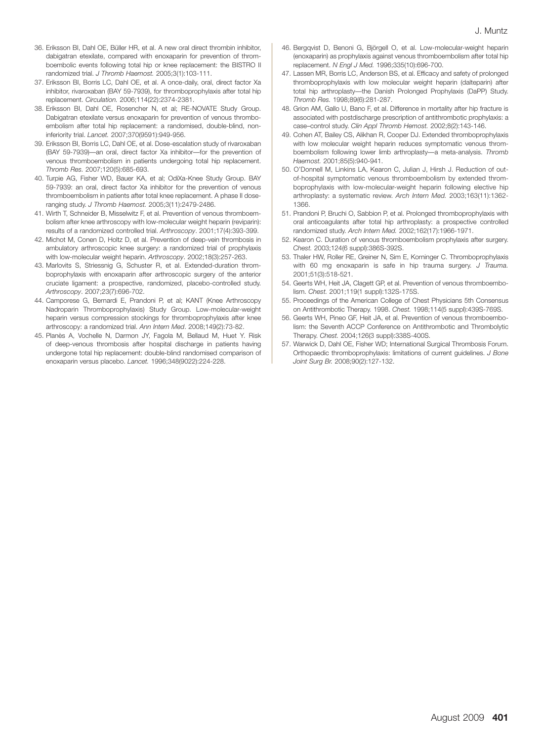36. Eriksson BI, Dahl OE, Büller HR, et al. A new oral direct thrombin inhibitor, dabigatran etexilate, compared with enoxaparin for prevention of thromboembolic events following total hip or knee replacement: the BISTRO II randomized trial. *J Thromb Haemost.* 2005;3(1):103-111.
37. Eriksson BI, Borris LC, Dahl OE, et al. A once-daily, oral, direct factor Xa inhibitor, rivaroxaban (BAY 59-7939), for thromboprophylaxis after total hip replacement. *Circulation.* 2006;114(22):2374-2381.
38. Eriksson BI, Dahl OE, Rosencher N, et al; RE-NOVATE Study Group. Dabigatran etexilate versus enoxaparin for prevention of venous thromboembolism after total hip replacement: a randomised, double-blind, non-inferiority trial. *Lancet.* 2007;370(9591):949-956.
39. Eriksson BI, Borris LC, Dahl OE, et al. Dose-escalation study of rivaroxaban (BAY 59-7939)—an oral, direct factor Xa inhibitor—for the prevention of venous thromboembolism in patients undergoing total hip replacement. *Thromb Res.* 2007;120(5):685-693.
40. Turpie AG, Fisher WD, Bauer KA, et al; OdiXa-Knee Study Group. BAY 59-7939: an oral, direct factor Xa inhibitor for the prevention of venous thromboembolism in patients after total knee replacement. A phase II dose-ranging study. *J Thromb Haemost.* 2005;3(11):2479-2486.
41. Wirth T, Schneider B, Misselwitz F, et al. Prevention of venous thromboembolism after knee arthroscopy with low-molecular weight heparin (reviparin): results of a randomized controlled trial. *Arthroscopy*. 2001;17(4):393-399.
42. Michot M, Conen D, Holtz D, et al. Prevention of deep-vein thrombosis in ambulatory arthroscopic knee surgery: a randomized trial of prophylaxis with low-molecular weight heparin. *Arthroscopy*. 2002;18(3):257-263.
43. Marlovits S, Striessnig G, Schuster R, et al. Extended-duration thromboprophylaxis with enoxaparin after arthroscopic surgery of the anterior cruciate ligament: a prospective, randomized, placebo-controlled study. *Arthroscopy*. 2007;23(7):696-702.
44. Camporese G, Bernardi E, Prandoni P, et al; KANT (Knee Arthroscopy Nadroparin Thromboprophylaxis) Study Group. Low-molecular-weight heparin versus compression stockings for thromboprophylaxis after knee arthroscopy: a randomized trial. *Ann Intern Med*. 2008;149(2):73-82.
45. Planès A, Vochelle N, Darmon JY, Fagola M, Bellaud M, Huet Y. Risk of deep-venous thrombosis after hospital discharge in patients having undergone total hip replacement: double-blind randomised comparison of enoxaparin versus placebo. *Lancet.* 1996;348(9022):224-228.
46. Bergqvist D, Benoni G, Björgell O, et al. Low-molecular-weight heparin (enoxaparin) as prophylaxis against venous thromboembolism after total hip replacement. *N Engl J Med.* 1996;335(10):696-700.
47. Lassen MR, Borris LC, Anderson BS, et al. Efficacy and safety of prolonged thromboprophylaxis with low molecular weight heparin (dalteparin) after total hip arthroplasty—the Danish Prolonged Prophylaxis (DaPP) Study. *Thromb Res.* 1998;89(6):281-287.
48. Grion AM, Gallo U, Bano F, et al. Difference in mortality after hip fracture is associated with postdischarge prescription of antithrombotic prophylaxis: a case–control study. *Clin Appl Thromb Hemost.* 2002;8(2):143-146.
49. Cohen AT, Bailey CS, Alikhan R, Cooper DJ. Extended thromboprophylaxis with low molecular weight heparin reduces symptomatic venous thromboembolism following lower limb arthroplasty—a meta-analysis. *Thromb Haemost.* 2001;85(5):940-941.
50. O'Donnell M, Linkins LA, Kearon C, Julian J, Hirsh J. Reduction of out-of-hospital symptomatic venous thromboembolism by extended thromboprophylaxis with low-molecular-weight heparin following elective hip arthroplasty: a systematic review. *Arch Intern Med.* 2003;163(11):1362-1366.
51. Prandoni P, Bruchi O, Sabbion P, et al. Prolonged thromboprophylaxis with oral anticoagulants after total hip arthroplasty: a prospective controlled randomized study. *Arch Intern Med.* 2002;162(17):1966-1971.
52. Kearon C. Duration of venous thromboembolism prophylaxis after surgery. *Chest.* 2003;124(6 suppl):386S-392S.
53. Thaler HW, Roller RE, Greiner N, Sim E, Korninger C. Thromboprophylaxis with 60 mg enoxaparin is safe in hip trauma surgery. *J Trauma.* 2001;51(3):518-521.
54. Geerts WH, Heit JA, Clagett GP, et al. Prevention of venous thromboembolism. *Chest.* 2001;119(1 suppl):132S-175S.
55. Proceedings of the American College of Chest Physicians 5th Consensus on Antithrombotic Therapy. 1998. *Chest.* 1998;114(5 suppl):439S-769S.
56. Geerts WH, Pineo GF, Heit JA, et al. Prevention of venous thromboembolism: the Seventh ACCP Conference on Antithrombotic and Thrombolytic Therapy. *Chest.* 2004;126(3 suppl):338S-400S.
57. Warwick D, Dahl OE, Fisher WD; International Surgical Thrombosis Forum. Orthopaedic thromboprophylaxis: limitations of current guidelines. *J Bone Joint Surg Br.* 2008;90(2):127-132.